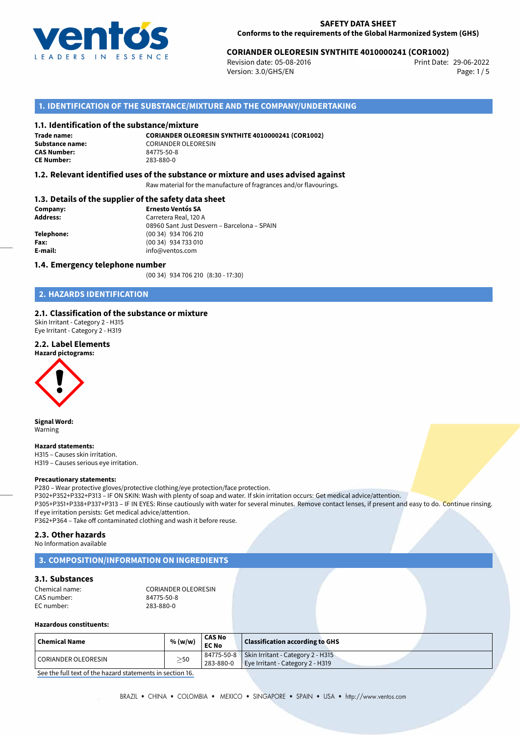**SAFETY DATA SHEET**
**Conforms to the requirements of the Global Harmonized System (GHS)**

**CORIANDER OLEORESIN SYNTHITE 4010000241 (COR1002)**

Revision date: 05-08-2016
Version: 3.0/GHS/EN
Print Date: 29-06-2022

## 1. IDENTIFICATION OF THE SUBSTANCE/MIXTURE AND THE COMPANY/UNDERTAKING

### 1.1. Identification of the substance/mixture

**Trade name:** **CORIANDER OLEORESIN SYNTHITE 4010000241 (COR1002)**
**Substance name:** CORIANDER OLEORESIN
**CAS Number:** 84775-50-8
**CE Number:** 283-880-0

### 1.2. Relevant identified uses of the substance or mixture and uses advised against

Raw material for the manufacture of fragrances and/or flavourings.

### 1.3. Details of the supplier of the safety data sheet

**Company:** **Ernesto Ventós SA**
**Address:** Carretera Real, 120 A
08960 Sant Just Desvern – Barcelona – SPAIN
**Telephone:** (00 34) 934 706 210
**Fax:** (00 34) 934 733 010
**E-mail:** info@ventos.com

### 1.4. Emergency telephone number

(00 34) 934 706 210 (8:30 - 17:30)

## 2. HAZARDS IDENTIFICATION

### 2.1. Classification of the substance or mixture

Skin Irritant - Category 2 - H315
Eye Irritant - Category 2 - H319

### 2.2. Label Elements

**Hazard pictograms:**

**Signal Word:**
Warning

**Hazard statements:**
H315 – Causes skin irritation.
H319 – Causes serious eye irritation.

**Precautionary statements:**
P280 – Wear protective gloves/protective clothing/eye protection/face protection.
P302+P352+P332+P313 – IF ON SKIN: Wash with plenty of soap and water. If skin irritation occurs: Get medical advice/attention.
P305+P351+P338+P337+P313 – IF IN EYES: Rinse cautiously with water for several minutes. Remove contact lenses, if present and easy to do. Continue rinsing. If eye irritation persists: Get medical advice/attention.
P362+P364 – Take off contaminated clothing and wash it before reuse.

### 2.3. Other hazards

No Information available

## 3. COMPOSITION/INFORMATION ON INGREDIENTS

### 3.1. Substances

Chemical name: CORIANDER OLEORESIN
CAS number: 84775-50-8
EC number: 283-880-0

**Hazardous constituents:**

| Chemical Name | % (w/w) | CAS No EC No | Classification according to GHS |
|---|---|---|---|
| CORIANDER OLEORESIN | ≥50 | 84775-50-8 283-880-0 | Skin Irritant - Category 2 - H315 Eye Irritant - Category 2 - H319 |

See the full text of the hazard statements in section 16.

BRAZIL • CHINA • COLOMBIA • MEXICO • SINGAPORE • SPAIN • USA • http://www.ventos.com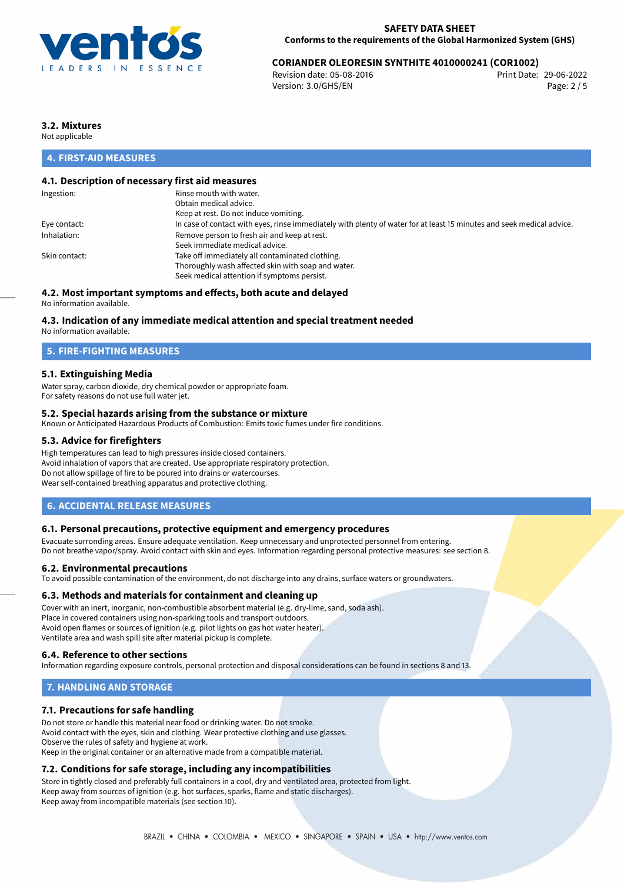### 3.2. Mixtures

Not applicable

## 4. FIRST-AID MEASURES

### 4.1. Description of necessary first aid measures

| | |
|---|---|
| Ingestion: | Rinse mouth with water.<br>Obtain medical advice.<br>Keep at rest. Do not induce vomiting. |
| Eye contact: | In case of contact with eyes, rinse immediately with plenty of water for at least 15 minutes and seek medical advice. |
| Inhalation: | Remove person to fresh air and keep at rest.<br>Seek immediate medical advice. |
| Skin contact: | Take off immediately all contaminated clothing.<br>Thoroughly wash affected skin with soap and water.<br>Seek medical attention if symptoms persist. |

### 4.2. Most important symptoms and effects, both acute and delayed

No information available.

### 4.3. Indication of any immediate medical attention and special treatment needed

No information available.

## 5. FIRE-FIGHTING MEASURES

### 5.1. Extinguishing Media

Water spray, carbon dioxide, dry chemical powder or appropriate foam.
For safety reasons do not use full water jet.

### 5.2. Special hazards arising from the substance or mixture

Known or Anticipated Hazardous Products of Combustion: Emits toxic fumes under fire conditions.

### 5.3. Advice for firefighters

High temperatures can lead to high pressures inside closed containers.
Avoid inhalation of vapors that are created. Use appropriate respiratory protection.
Do not allow spillage of fire to be poured into drains or watercourses.
Wear self-contained breathing apparatus and protective clothing.

## 6. ACCIDENTAL RELEASE MEASURES

### 6.1. Personal precautions, protective equipment and emergency procedures

Evacuate surronding areas. Ensure adequate ventilation. Keep unnecessary and unprotected personnel from entering.
Do not breathe vapor/spray. Avoid contact with skin and eyes. Information regarding personal protective measures: see section 8.

### 6.2. Environmental precautions

To avoid possible contamination of the environment, do not discharge into any drains, surface waters or groundwaters.

### 6.3. Methods and materials for containment and cleaning up

Cover with an inert, inorganic, non-combustible absorbent material (e.g. dry-lime, sand, soda ash).
Place in covered containers using non-sparking tools and transport outdoors.
Avoid open flames or sources of ignition (e.g. pilot lights on gas hot water heater).
Ventilate area and wash spill site after material pickup is complete.

### 6.4. Reference to other sections

Information regarding exposure controls, personal protection and disposal considerations can be found in sections 8 and 13.

## 7. HANDLING AND STORAGE

### 7.1. Precautions for safe handling

Do not store or handle this material near food or drinking water. Do not smoke.
Avoid contact with the eyes, skin and clothing. Wear protective clothing and use glasses.
Observe the rules of safety and hygiene at work.
Keep in the original container or an alternative made from a compatible material.

### 7.2. Conditions for safe storage, including any incompatibilities

Store in tightly closed and preferably full containers in a cool, dry and ventilated area, protected from light.
Keep away from sources of ignition (e.g. hot surfaces, sparks, flame and static discharges).
Keep away from incompatible materials (see section 10).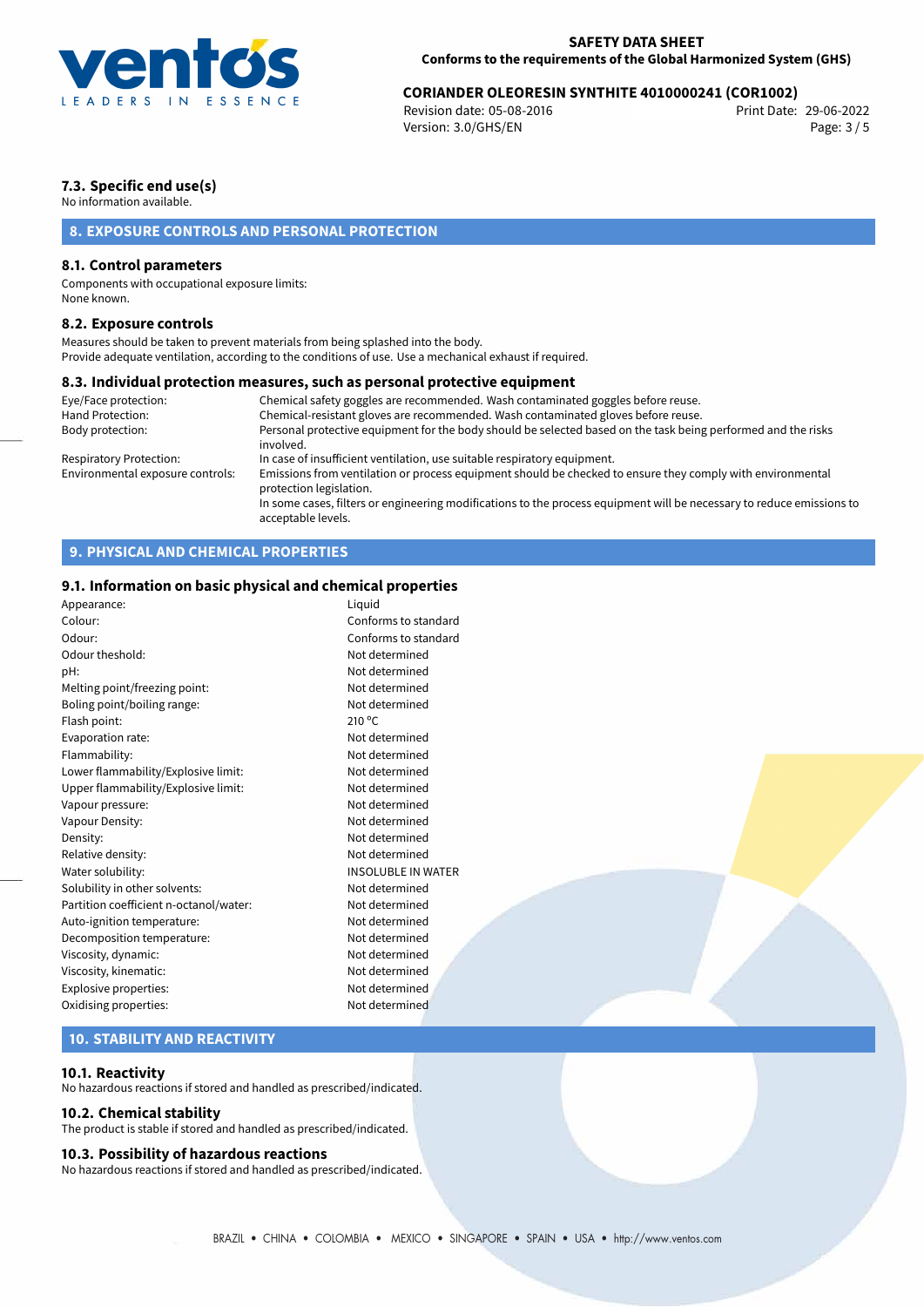### 7.3. Specific end use(s)

No information available.

## 8. EXPOSURE CONTROLS AND PERSONAL PROTECTION

### 8.1. Control parameters

Components with occupational exposure limits:
None known.

### 8.2. Exposure controls

Measures should be taken to prevent materials from being splashed into the body.
Provide adequate ventilation, according to the conditions of use. Use a mechanical exhaust if required.

### 8.3. Individual protection measures, such as personal protective equipment

| | |
|---|---|
| Eye/Face protection: | Chemical safety goggles are recommended. Wash contaminated goggles before reuse. |
| Hand Protection: | Chemical-resistant gloves are recommended. Wash contaminated gloves before reuse. |
| Body protection: | Personal protective equipment for the body should be selected based on the task being performed and the risks involved. |
| Respiratory Protection: | In case of insufficient ventilation, use suitable respiratory equipment. |
| Environmental exposure controls: | Emissions from ventilation or process equipment should be checked to ensure they comply with environmental protection legislation. In some cases, filters or engineering modifications to the process equipment will be necessary to reduce emissions to acceptable levels. |

## 9. PHYSICAL AND CHEMICAL PROPERTIES

### 9.1. Information on basic physical and chemical properties

| | |
|---|---|
| Appearance: | Liquid |
| Colour: | Conforms to standard |
| Odour: | Conforms to standard |
| Odour theshold: | Not determined |
| pH: | Not determined |
| Melting point/freezing point: | Not determined |
| Boling point/boiling range: | Not determined |
| Flash point: | 210 °C |
| Evaporation rate: | Not determined |
| Flammability: | Not determined |
| Lower flammability/Explosive limit: | Not determined |
| Upper flammability/Explosive limit: | Not determined |
| Vapour pressure: | Not determined |
| Vapour Density: | Not determined |
| Density: | Not determined |
| Relative density: | Not determined |
| Water solubility: | INSOLUBLE IN WATER |
| Solubility in other solvents: | Not determined |
| Partition coefficient n-octanol/water: | Not determined |
| Auto-ignition temperature: | Not determined |
| Decomposition temperature: | Not determined |
| Viscosity, dynamic: | Not determined |
| Viscosity, kinematic: | Not determined |
| Explosive properties: | Not determined |
| Oxidising properties: | Not determined |

## 10. STABILITY AND REACTIVITY

### 10.1. Reactivity

No hazardous reactions if stored and handled as prescribed/indicated.

### 10.2. Chemical stability

The product is stable if stored and handled as prescribed/indicated.

### 10.3. Possibility of hazardous reactions

No hazardous reactions if stored and handled as prescribed/indicated.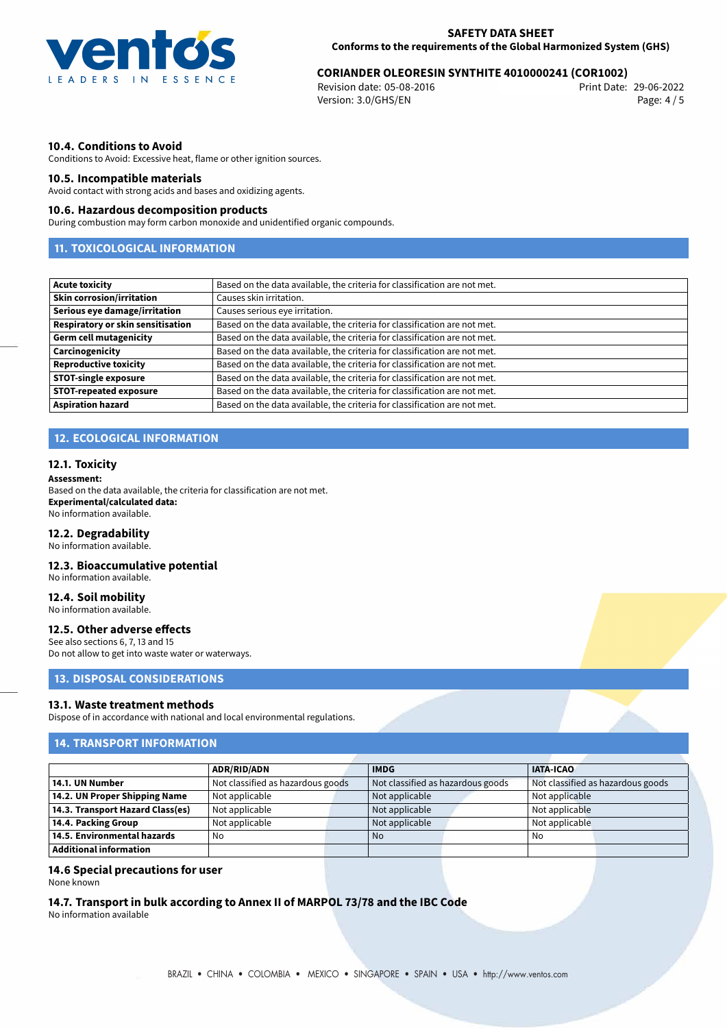### 10.4. Conditions to Avoid

Conditions to Avoid: Excessive heat, flame or other ignition sources.

### 10.5. Incompatible materials

Avoid contact with strong acids and bases and oxidizing agents.

### 10.6. Hazardous decomposition products

During combustion may form carbon monoxide and unidentified organic compounds.

## 11. TOXICOLOGICAL INFORMATION

| | |
|---|---|
| **Acute toxicity** | Based on the data available, the criteria for classification are not met. |
| **Skin corrosion/irritation** | Causes skin irritation. |
| **Serious eye damage/irritation** | Causes serious eye irritation. |
| **Respiratory or skin sensitisation** | Based on the data available, the criteria for classification are not met. |
| **Germ cell mutagenicity** | Based on the data available, the criteria for classification are not met. |
| **Carcinogenicity** | Based on the data available, the criteria for classification are not met. |
| **Reproductive toxicity** | Based on the data available, the criteria for classification are not met. |
| **STOT-single exposure** | Based on the data available, the criteria for classification are not met. |
| **STOT-repeated exposure** | Based on the data available, the criteria for classification are not met. |
| **Aspiration hazard** | Based on the data available, the criteria for classification are not met. |

## 12. ECOLOGICAL INFORMATION

### 12.1. Toxicity

**Assessment:**
Based on the data available, the criteria for classification are not met.
**Experimental/calculated data:**
No information available.

### 12.2. Degradability

No information available.

### 12.3. Bioaccumulative potential

No information available.

### 12.4. Soil mobility

No information available.

### 12.5. Other adverse effects

See also sections 6, 7, 13 and 15
Do not allow to get into waste water or waterways.

## 13. DISPOSAL CONSIDERATIONS

### 13.1. Waste treatment methods

Dispose of in accordance with national and local environmental regulations.

## 14. TRANSPORT INFORMATION

| | ADR/RID/ADN | IMDG | IATA-ICAO |
|---|---|---|---|
| **14.1. UN Number** | Not classified as hazardous goods | Not classified as hazardous goods | Not classified as hazardous goods |
| **14.2. UN Proper Shipping Name** | Not applicable | Not applicable | Not applicable |
| **14.3. Transport Hazard Class(es)** | Not applicable | Not applicable | Not applicable |
| **14.4. Packing Group** | Not applicable | Not applicable | Not applicable |
| **14.5. Environmental hazards** | No | No | No |
| **Additional information** | | | |

### 14.6 Special precautions for user

None known

### 14.7. Transport in bulk according to Annex II of MARPOL 73/78 and the IBC Code

No information available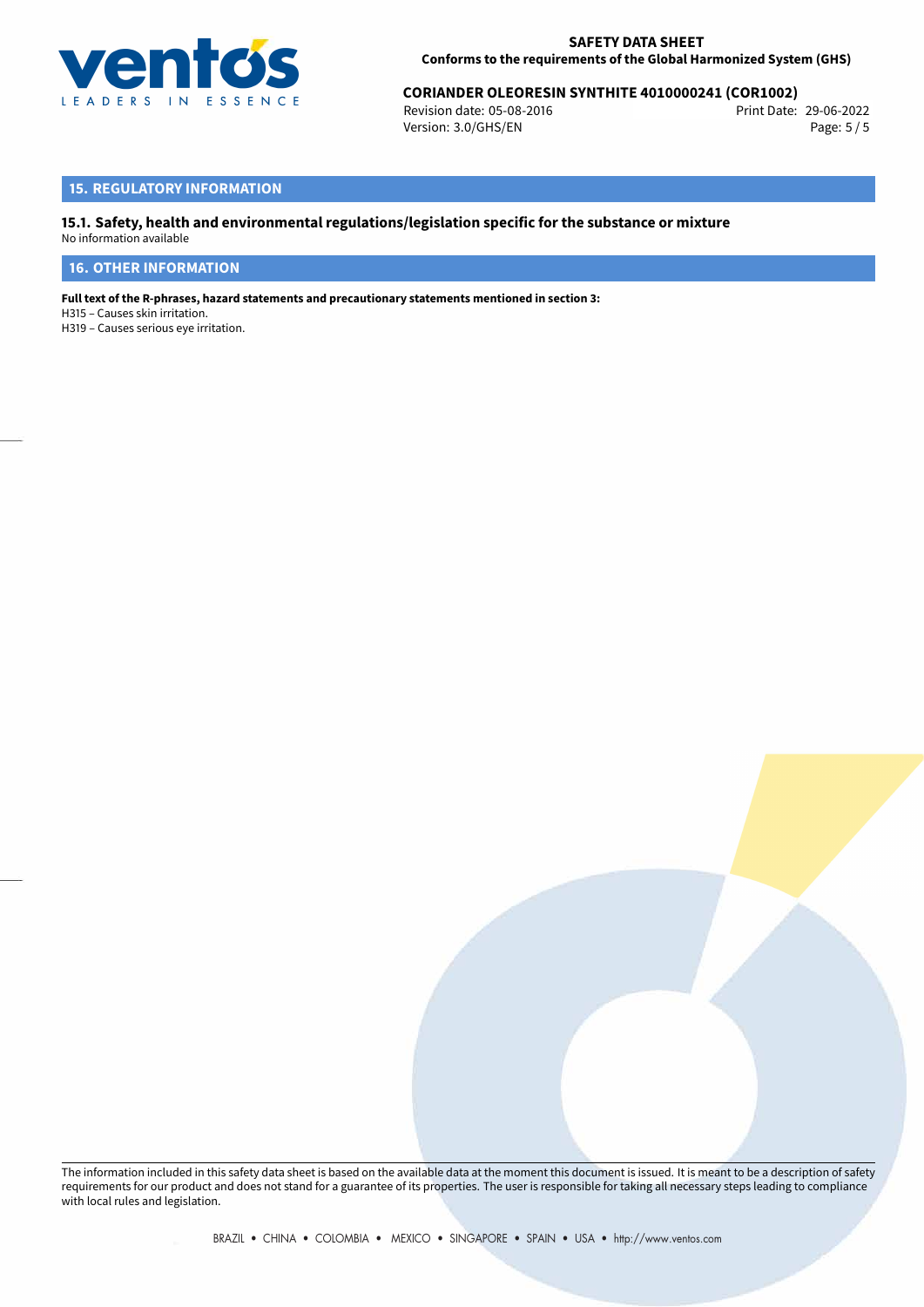## 15. REGULATORY INFORMATION

### 15.1. Safety, health and environmental regulations/legislation specific for the substance or mixture

No information available

## 16. OTHER INFORMATION

**Full text of the R-phrases, hazard statements and precautionary statements mentioned in section 3:**

H315 – Causes skin irritation.
H319 – Causes serious eye irritation.

The information included in this safety data sheet is based on the available data at the moment this document is issued. It is meant to be a description of safety requirements for our product and does not stand for a guarantee of its properties. The user is responsible for taking all necessary steps leading to compliance with local rules and legislation.